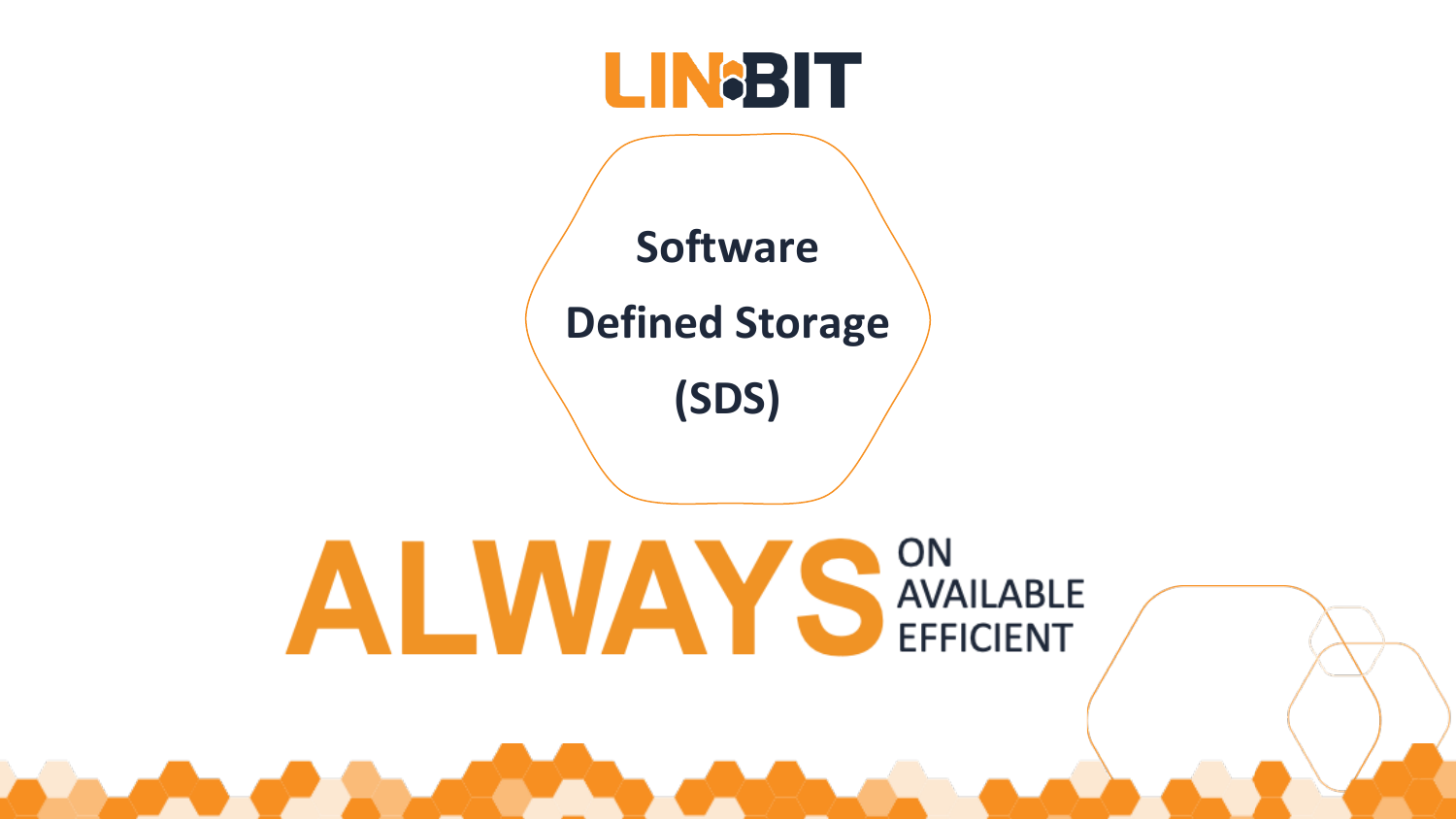LINBIT

# Software Defined Storage (SDS)

ALWAYS ON AVAILABLE EFFICIENT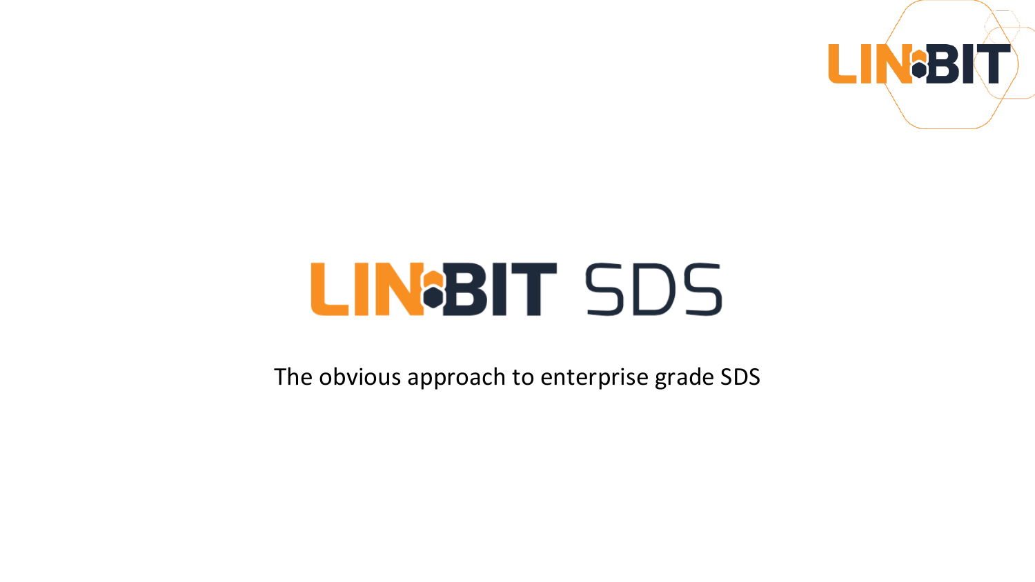# LINBIT SDS

The obvious approach to enterprise grade SDS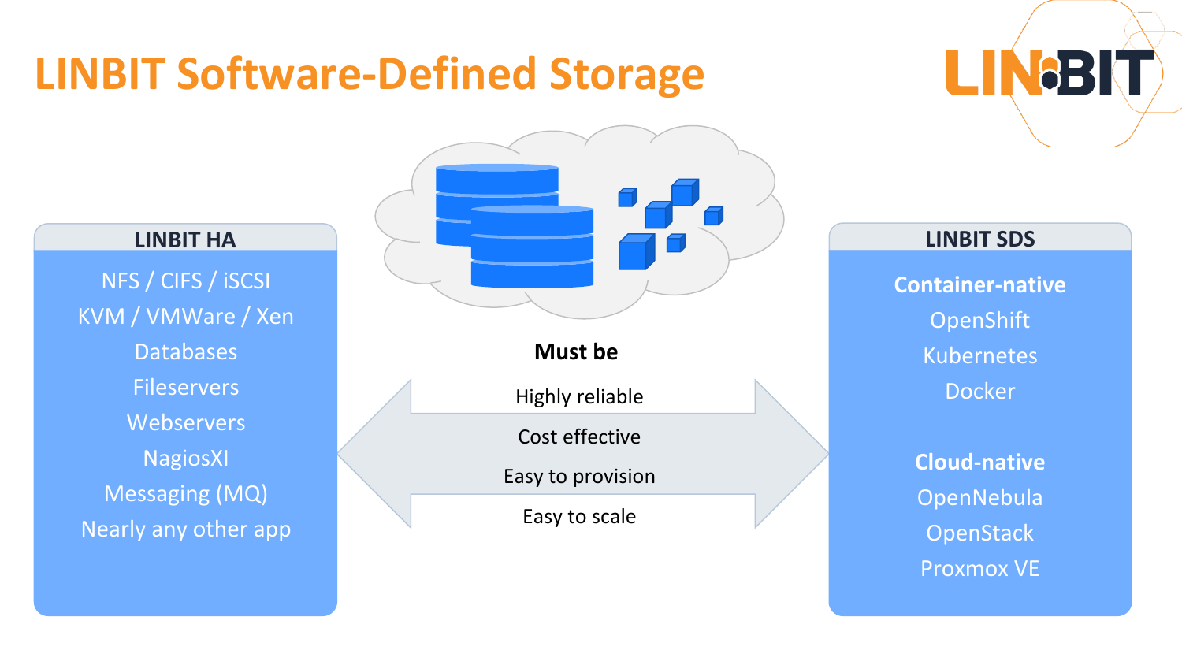# LINBIT Software-Defined Storage

## LINBIT HA

- NFS / CIFS / iSCSI
- KVM / VMWare / Xen
- Databases
- Fileservers
- Webservers
- NagiosXI
- Messaging (MQ)
- Nearly any other app

**Must be**

- Highly reliable
- Cost effective
- Easy to provision
- Easy to scale

## LINBIT SDS

**Container-native**

- OpenShift
- Kubernetes
- Docker

**Cloud-native**

- OpenNebula
- OpenStack
- Proxmox VE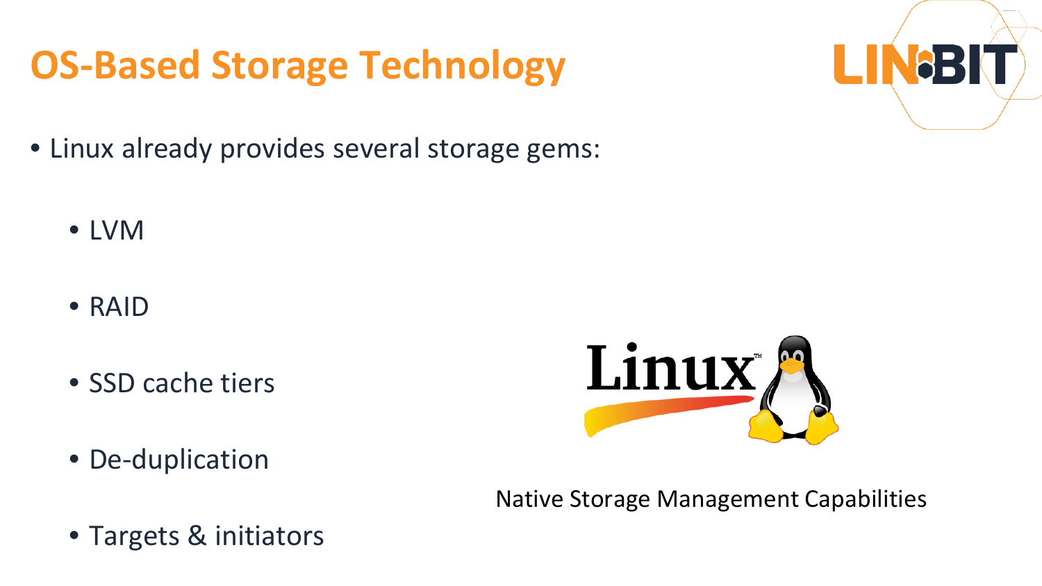# OS-Based Storage Technology

- Linux already provides several storage gems:
  - LVM
  - RAID
  - SSD cache tiers
  - De-duplication
  - Targets & initiators

Native Storage Management Capabilities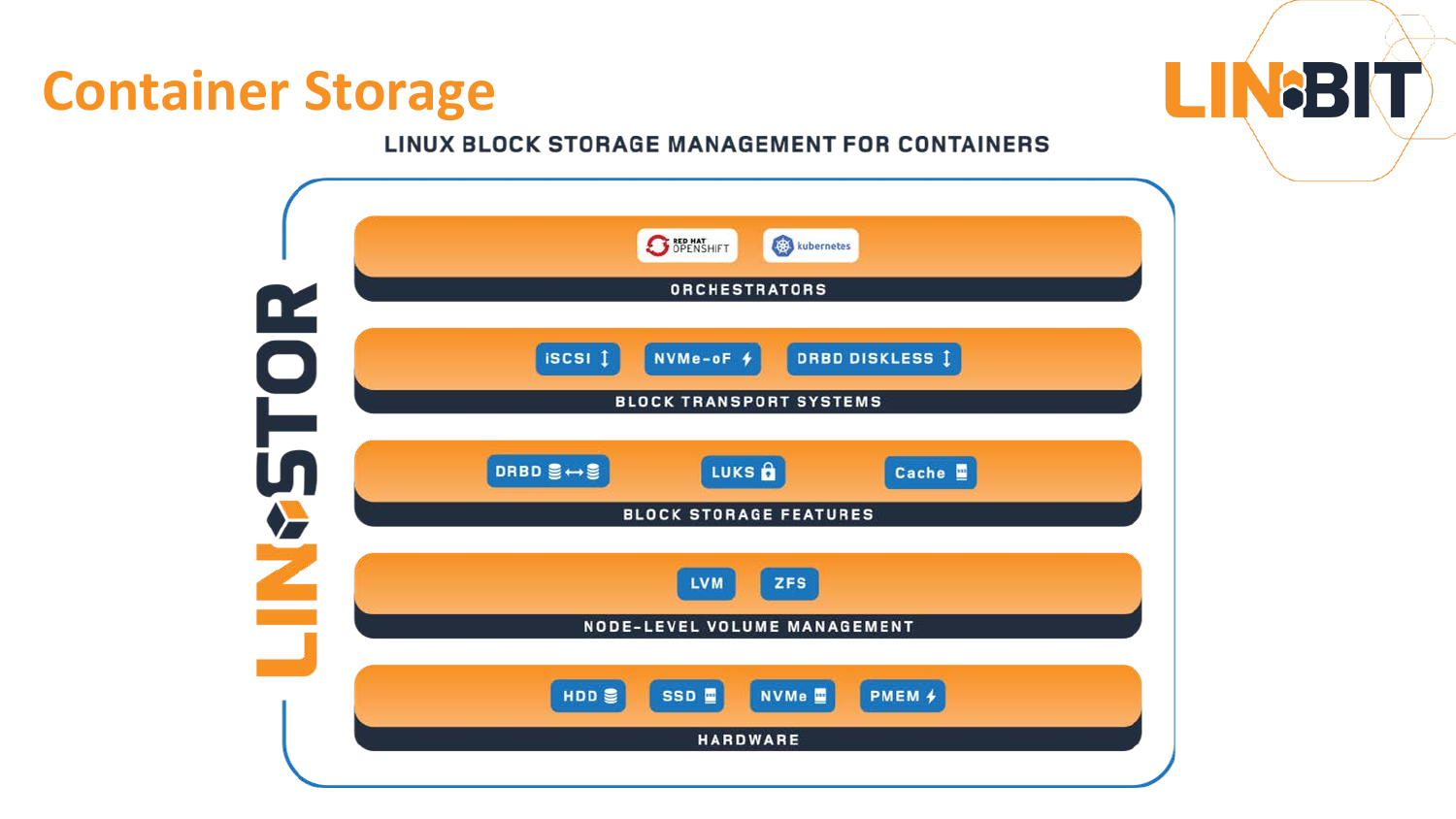# Container Storage

LINUX BLOCK STORAGE MANAGEMENT FOR CONTAINERS

LINSTOR

**ORCHESTRATORS**
- RED HAT OPENSHIFT
- kubernetes

**BLOCK TRANSPORT SYSTEMS**
- iSCSI
- NVMe-oF
- DRBD DISKLESS

**BLOCK STORAGE FEATURES**
- DRBD
- LUKS
- Cache

**NODE-LEVEL VOLUME MANAGEMENT**
- LVM
- ZFS

**HARDWARE**
- HDD
- SSD
- NVMe
- PMEM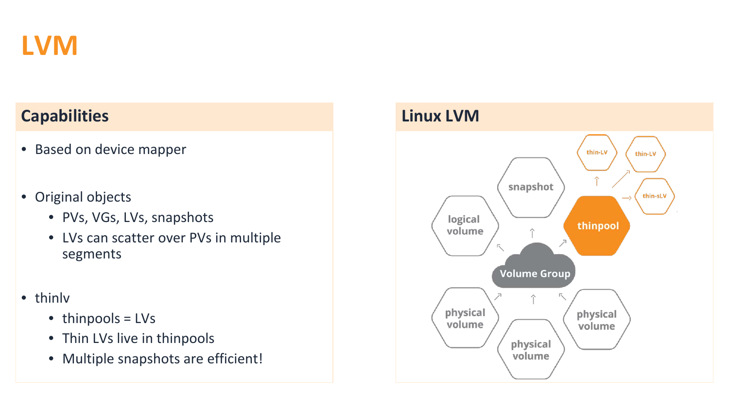# LVM

## Capabilities

- Based on device mapper

- Original objects
  - PVs, VGs, LVs, snapshots
  - LVs can scatter over PVs in multiple segments

- thinlv
  - thinpools = LVs
  - Thin LVs live in thinpools
  - Multiple snapshots are efficient!

## Linux LVM

snapshot

logical volume

thinpool

thin-LV

thin-LV

thin-sLV

Volume Group

physical volume

physical volume

physical volume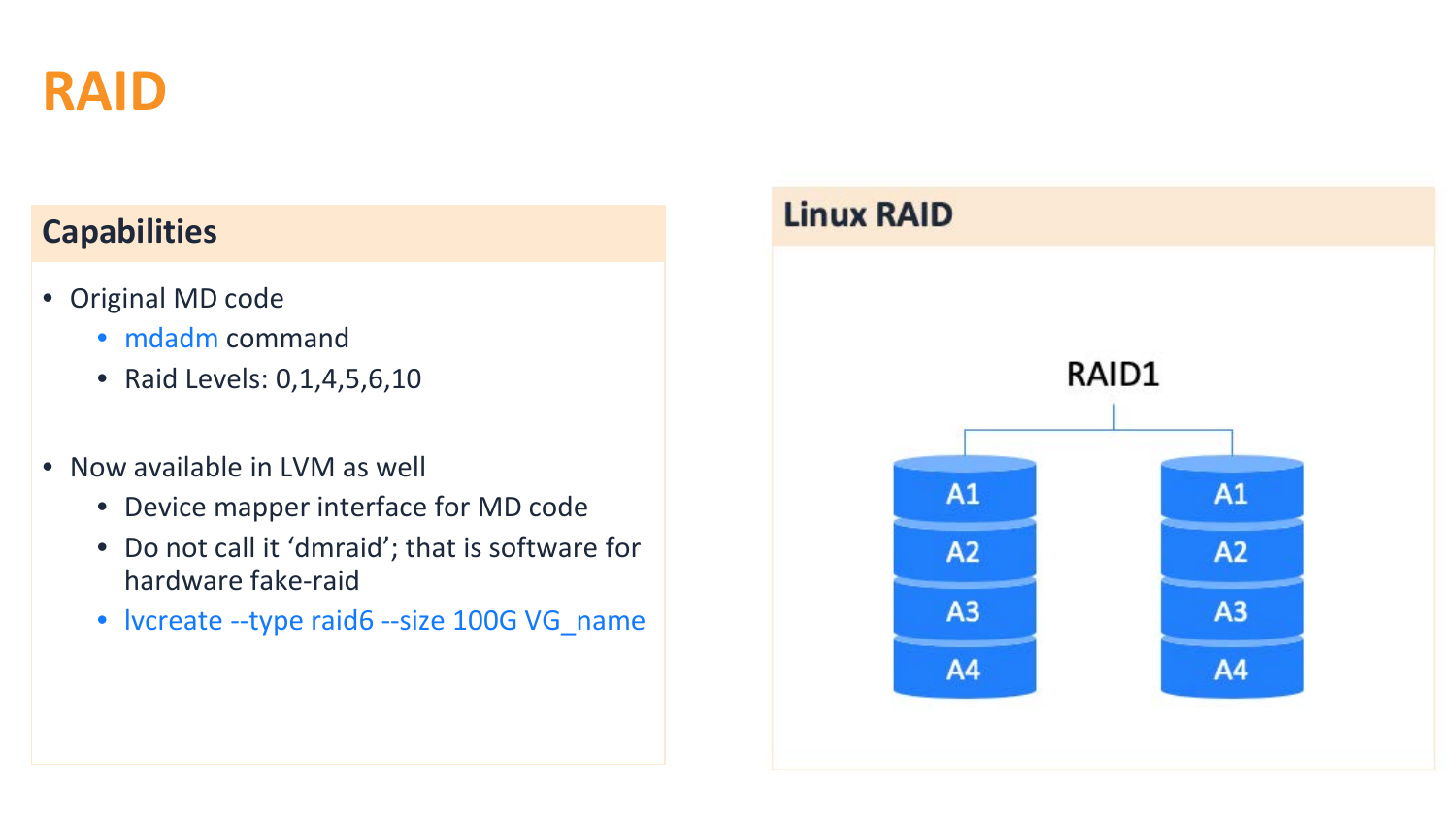# RAID

## Capabilities

- Original MD code
  - mdadm command
  - Raid Levels: 0,1,4,5,6,10
- Now available in LVM as well
  - Device mapper interface for MD code
  - Do not call it 'dmraid'; that is software for hardware fake-raid
  - lvcreate --type raid6 --size 100G VG_name

## Linux RAID

RAID1

| A1 | A1 |
| --- | --- |
| A2 | A2 |
| A3 | A3 |
| A4 | A4 |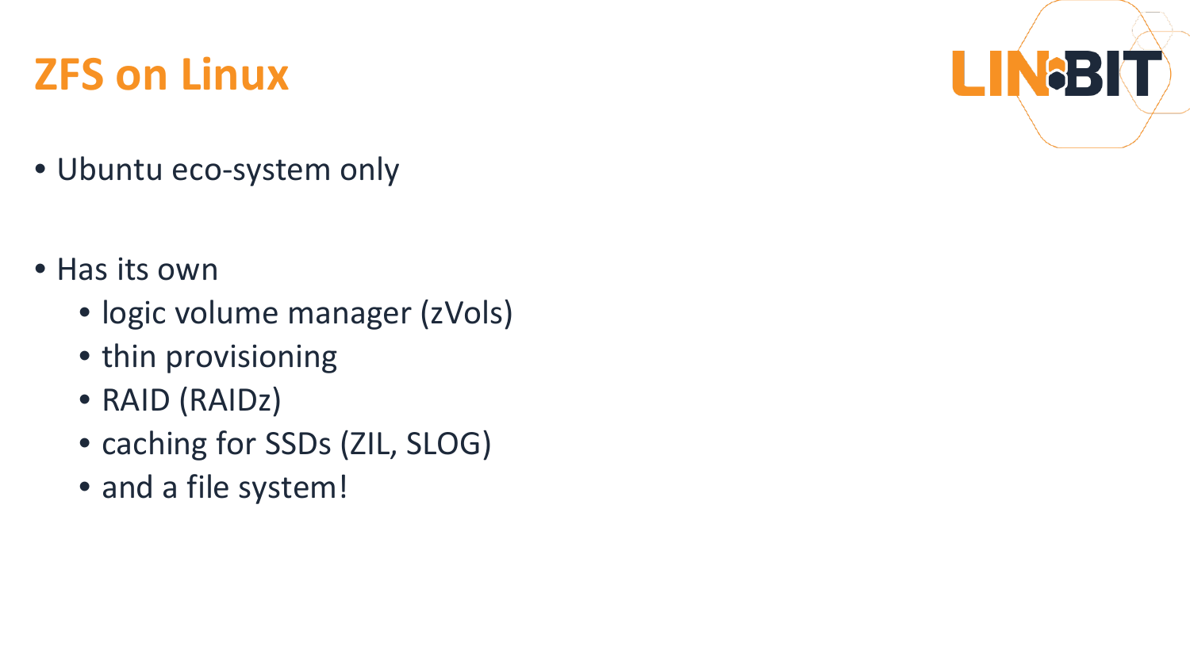# ZFS on Linux

- Ubuntu eco-system only

- Has its own
  - logic volume manager (zVols)
  - thin provisioning
  - RAID (RAIDz)
  - caching for SSDs (ZIL, SLOG)
  - and a file system!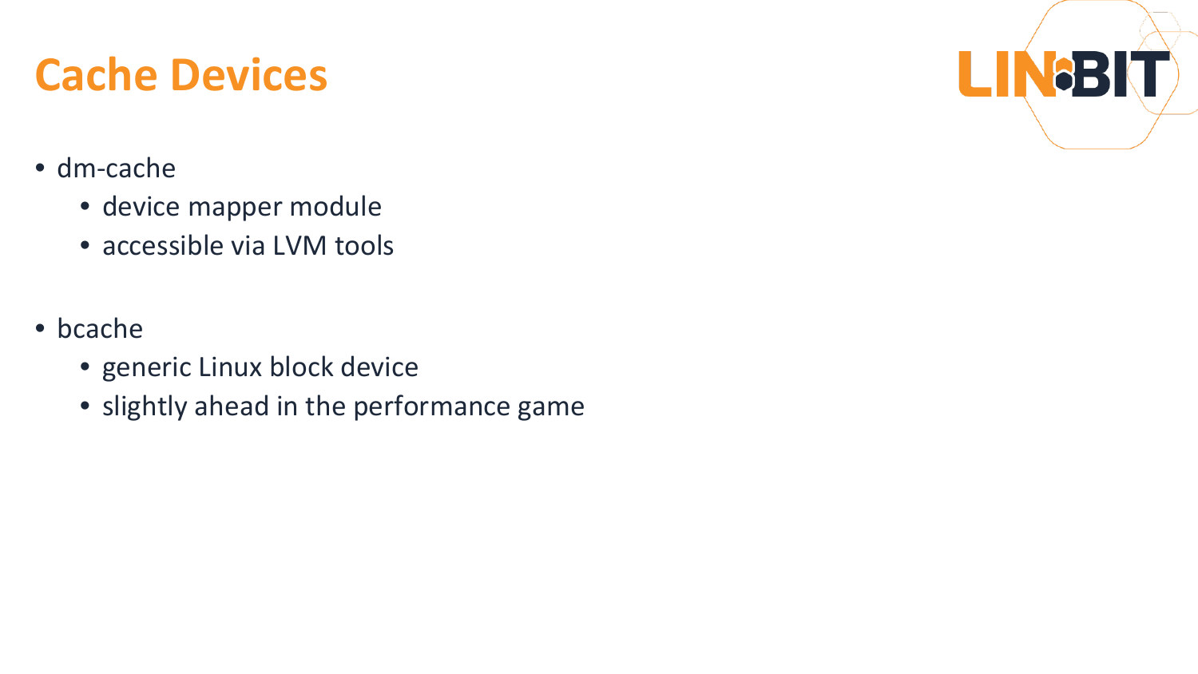# Cache Devices

- dm-cache
  - device mapper module
  - accessible via LVM tools

- bcache
  - generic Linux block device
  - slightly ahead in the performance game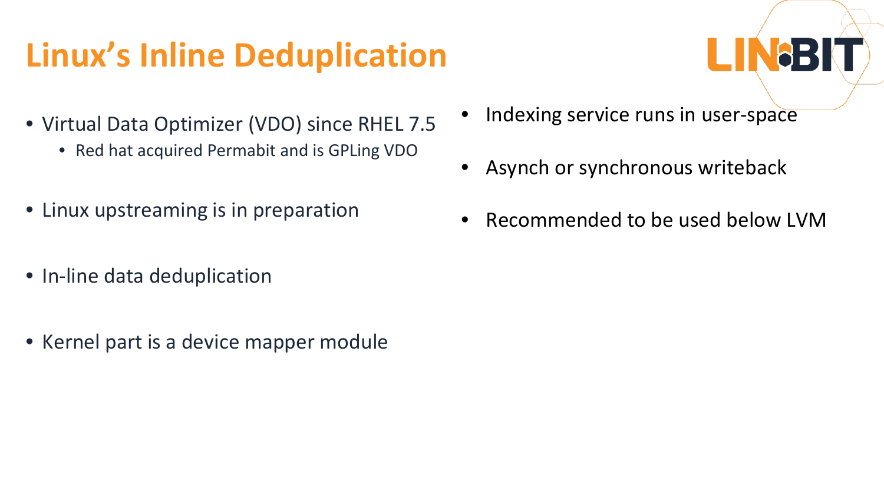# Linux's Inline Deduplication

- Virtual Data Optimizer (VDO) since RHEL 7.5
  - Red hat acquired Permabit and is GPLing VDO
- Linux upstreaming is in preparation
- In-line data deduplication
- Kernel part is a device mapper module
- Indexing service runs in user-space
- Asynch or synchronous writeback
- Recommended to be used below LVM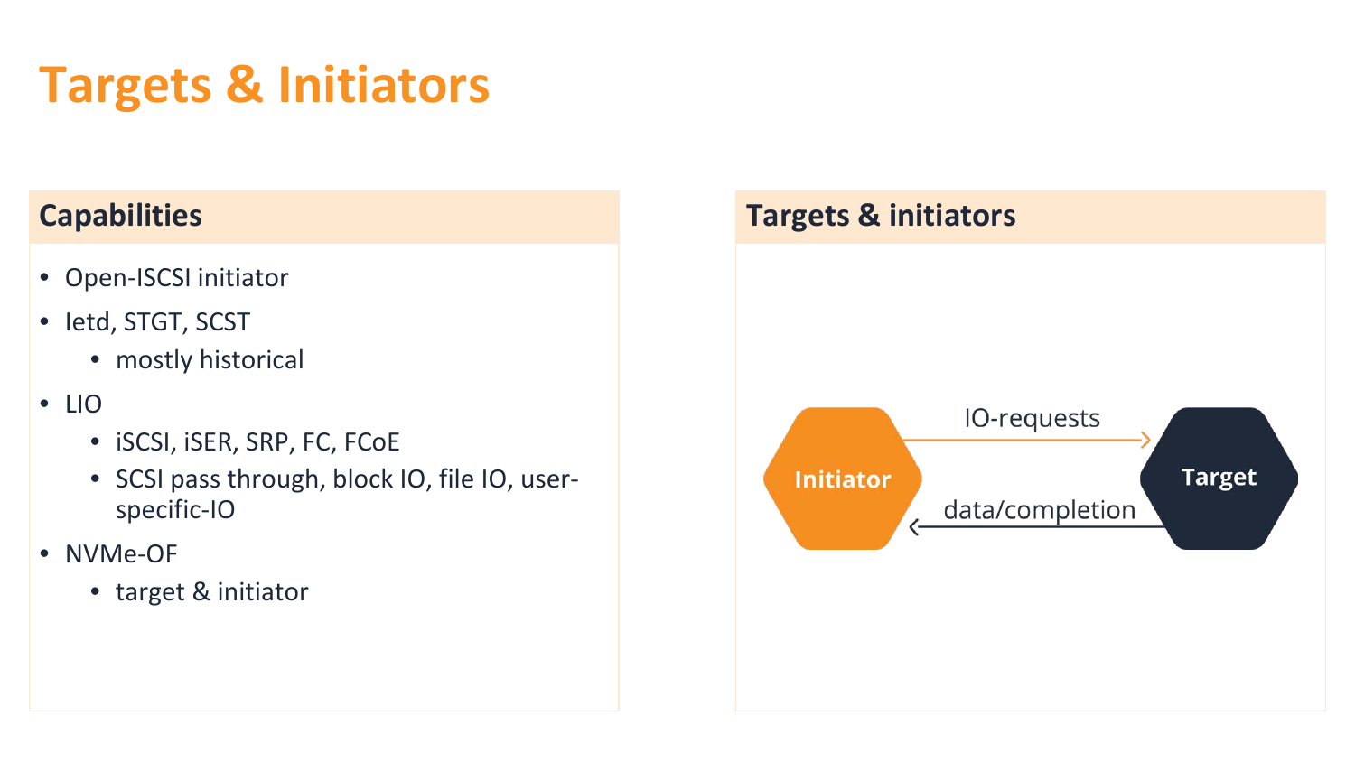# Targets & Initiators

## Capabilities

- Open-ISCSI initiator
- Ietd, STGT, SCST
  - mostly historical
- LIO
  - iSCSI, iSER, SRP, FC, FCoE
  - SCSI pass through, block IO, file IO, user-specific-IO
- NVMe-OF
  - target & initiator

## Targets & initiators

Initiator → IO-requests → Target

Target → data/completion → Initiator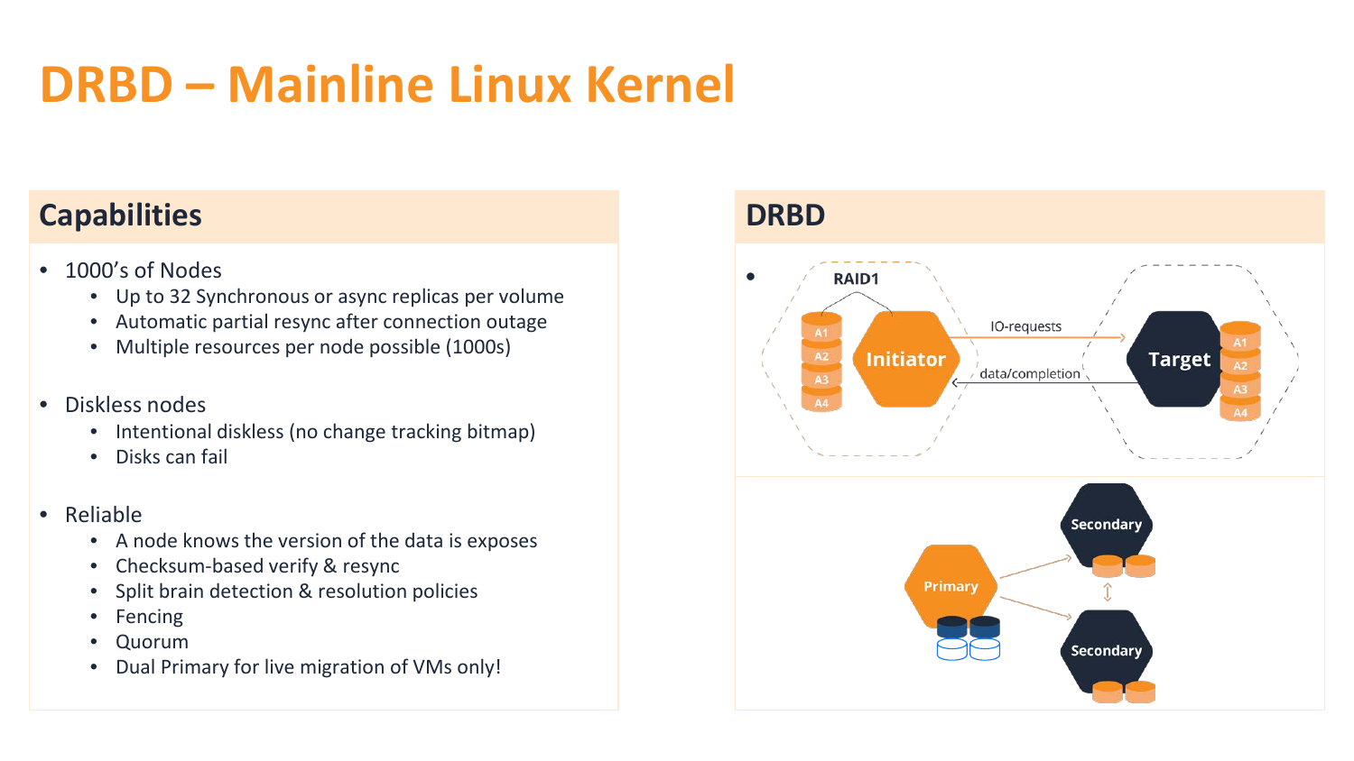# DRBD – Mainline Linux Kernel

## Capabilities

- 1000's of Nodes
  - Up to 32 Synchronous or async replicas per volume
  - Automatic partial resync after connection outage
  - Multiple resources per node possible (1000s)
- Diskless nodes
  - Intentional diskless (no change tracking bitmap)
  - Disks can fail
- Reliable
  - A node knows the version of the data is exposes
  - Checksum-based verify & resync
  - Split brain detection & resolution policies
  - Fencing
  - Quorum
  - Dual Primary for live migration of VMs only!

## DRBD

RAID1

A1 A2 A3 A4 — Initiator — IO-requests → Target — A1 A2 A3 A4

data/completion

Primary → Secondary, Secondary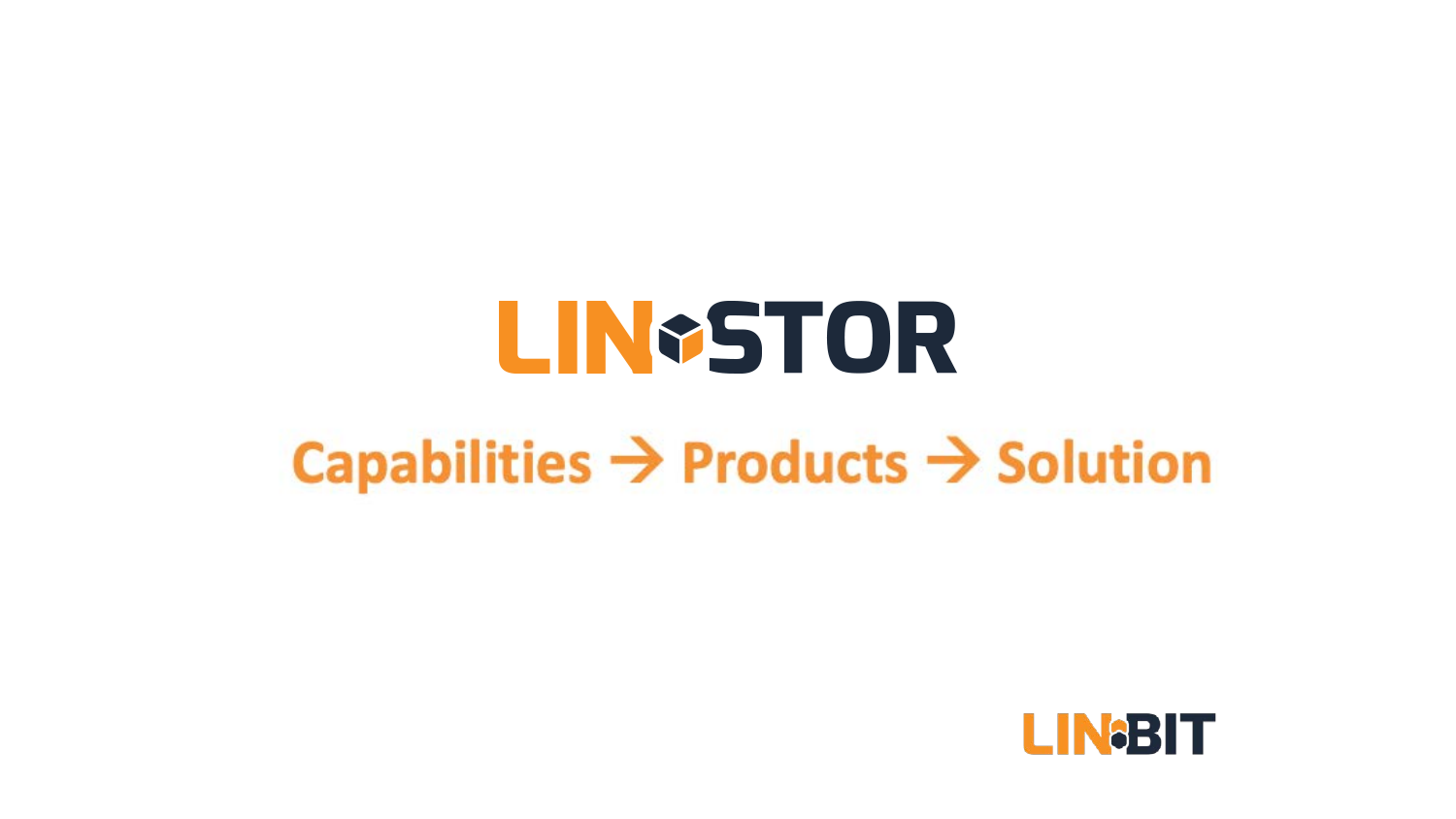# LINSTOR

## Capabilities → Products → Solution

LINBIT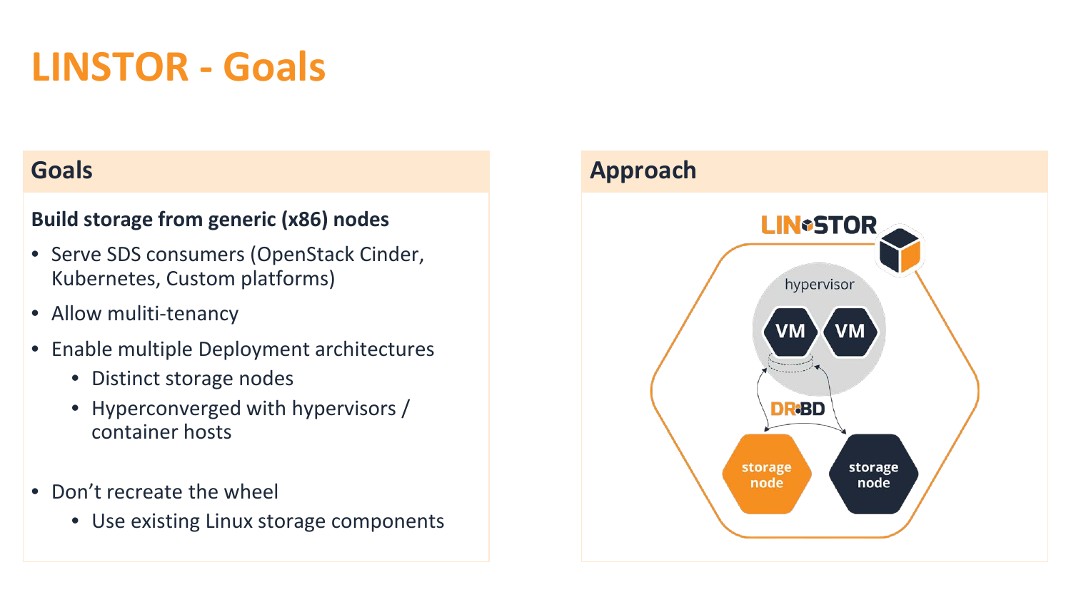# LINSTOR - Goals

## Goals

**Build storage from generic (x86) nodes**

- Serve SDS consumers (OpenStack Cinder, Kubernetes, Custom platforms)
- Allow muliti-tenancy
- Enable multiple Deployment architectures
  - Distinct storage nodes
  - Hyperconverged with hypervisors / container hosts
- Don't recreate the wheel
  - Use existing Linux storage components

## Approach

LINSTOR

hypervisor

VM VM

DRBD

storage node storage node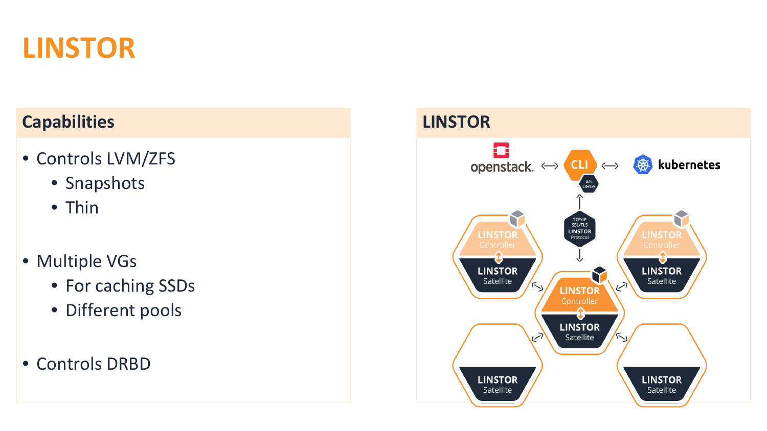# LINSTOR

## Capabilities

- Controls LVM/ZFS
  - Snapshots
  - Thin
- Multiple VGs
  - For caching SSDs
  - Different pools
- Controls DRBD

## LINSTOR

openstack. ⟷ CLI ⟷ kubernetes

API Library

TCP/IP SSL/TLS LINSTOR Protocol

LINSTOR Controller / LINSTOR Satellite

LINSTOR Controller / LINSTOR Satellite

LINSTOR Controller / LINSTOR Satellite

LINSTOR Satellite

LINSTOR Satellite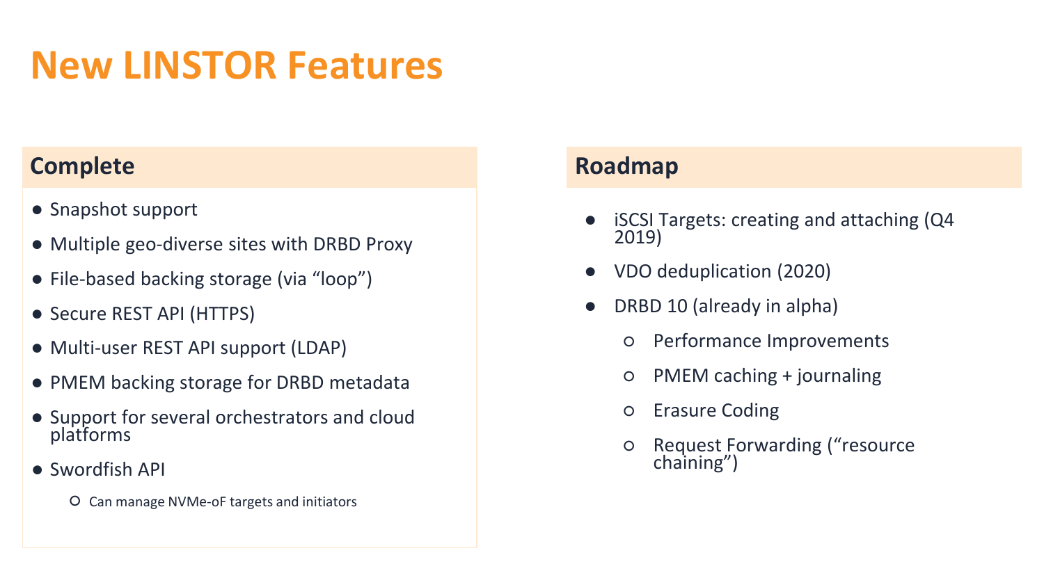# New LINSTOR Features

## Complete

- Snapshot support
- Multiple geo-diverse sites with DRBD Proxy
- File-based backing storage (via "loop")
- Secure REST API (HTTPS)
- Multi-user REST API support (LDAP)
- PMEM backing storage for DRBD metadata
- Support for several orchestrators and cloud platforms
- Swordfish API
  - Can manage NVMe-oF targets and initiators

## Roadmap

- iSCSI Targets: creating and attaching (Q4 2019)
- VDO deduplication (2020)
- DRBD 10 (already in alpha)
  - Performance Improvements
  - PMEM caching + journaling
  - Erasure Coding
  - Request Forwarding ("resource chaining")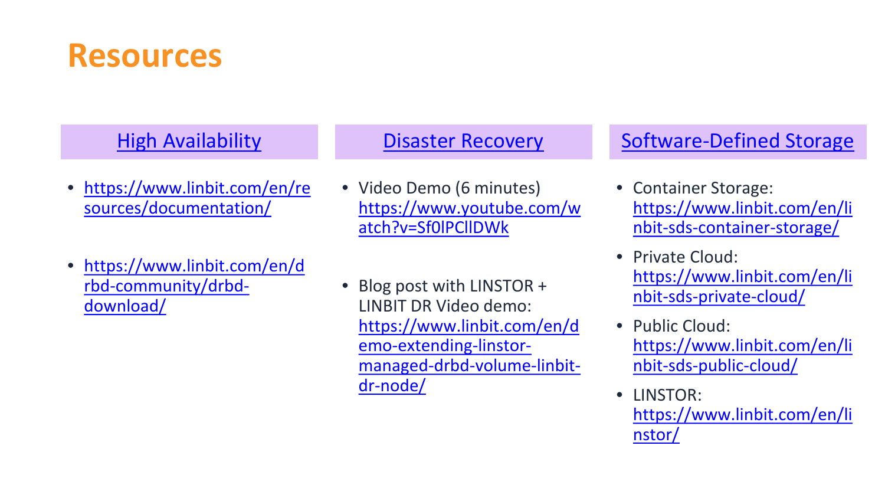# Resources

## High Availability

- https://www.linbit.com/en/resources/documentation/
- https://www.linbit.com/en/drbd-community/drbd-download/

## Disaster Recovery

- Video Demo (6 minutes) https://www.youtube.com/watch?v=Sf0lPClIDWk
- Blog post with LINSTOR + LINBIT DR Video demo: https://www.linbit.com/en/demo-extending-linstor-managed-drbd-volume-linbit-dr-node/

## Software-Defined Storage

- Container Storage: https://www.linbit.com/en/linbit-sds-container-storage/
- Private Cloud: https://www.linbit.com/en/linbit-sds-private-cloud/
- Public Cloud: https://www.linbit.com/en/linbit-sds-public-cloud/
- LINSTOR: https://www.linbit.com/en/linstor/